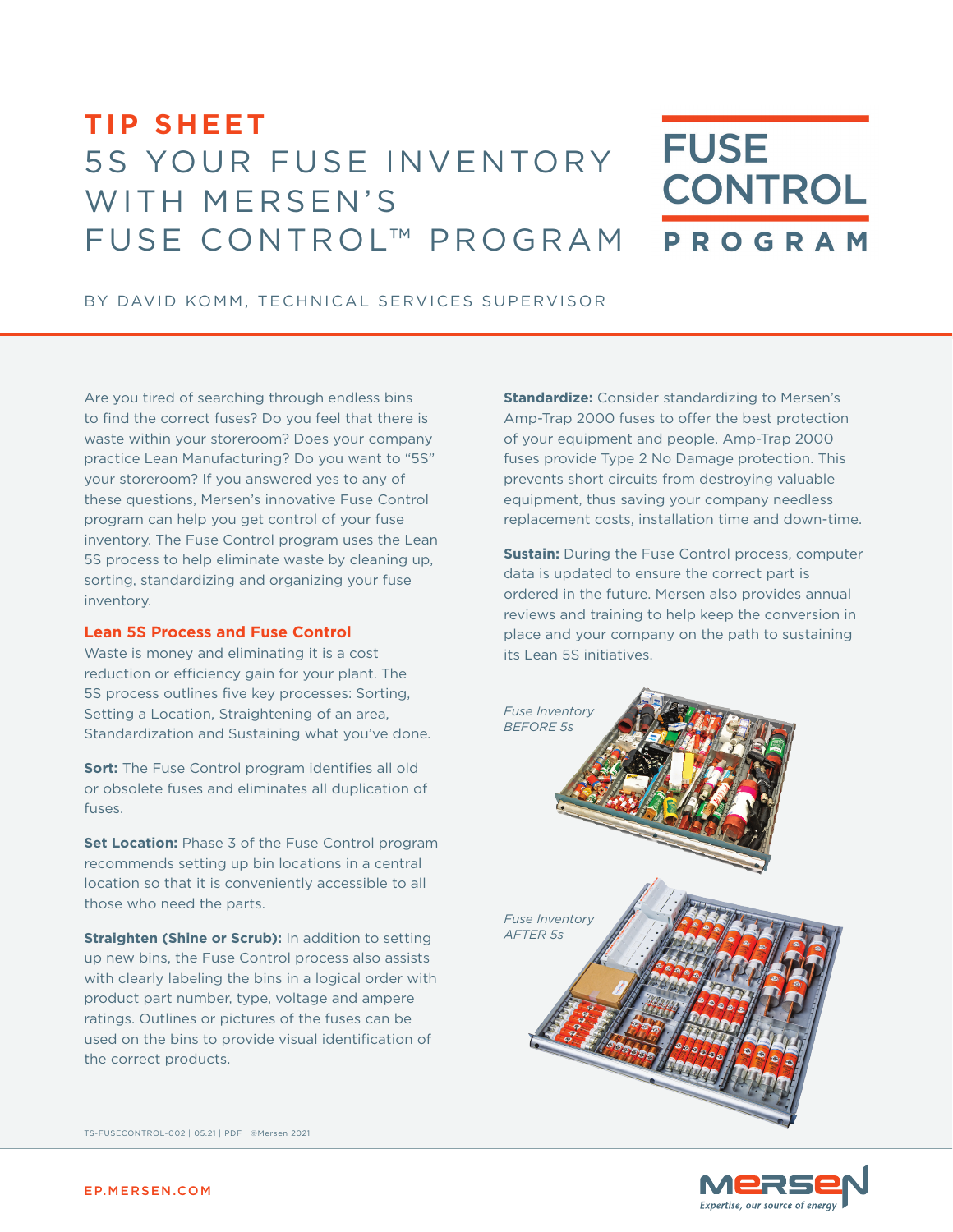# TIP SHEET

# 5S YOUR FUSE INVENTORY WITH MERSEN'S FUSE CONTROL™ PROGRAM

FUSE CONTROL PROGRAM

BY DAVID KOMM, TECHNICAL SERVICES SUPERVISOR

Are you tired of searching through endless bins to find the correct fuses? Do you feel that there is waste within your storeroom? Does your company practice Lean Manufacturing? Do you want to "5S" your storeroom? If you answered yes to any of these questions, Mersen's innovative Fuse Control program can help you get control of your fuse inventory. The Fuse Control program uses the Lean 5S process to help eliminate waste by cleaning up, sorting, standardizing and organizing your fuse inventory.

## Lean 5S Process and Fuse Control

Waste is money and eliminating it is a cost reduction or efficiency gain for your plant. The 5S process outlines five key processes: Sorting, Setting a Location, Straightening of an area, Standardization and Sustaining what you've done.

**Sort:** The Fuse Control program identifies all old or obsolete fuses and eliminates all duplication of fuses.

**Set Location:** Phase 3 of the Fuse Control program recommends setting up bin locations in a central location so that it is conveniently accessible to all those who need the parts.

**Straighten (Shine or Scrub):** In addition to setting up new bins, the Fuse Control process also assists with clearly labeling the bins in a logical order with product part number, type, voltage and ampere ratings. Outlines or pictures of the fuses can be used on the bins to provide visual identification of the correct products.

**Standardize:** Consider standardizing to Mersen's Amp-Trap 2000 fuses to offer the best protection of your equipment and people. Amp-Trap 2000 fuses provide Type 2 No Damage protection. This prevents short circuits from destroying valuable equipment, thus saving your company needless replacement costs, installation time and down-time.

**Sustain:** During the Fuse Control process, computer data is updated to ensure the correct part is ordered in the future. Mersen also provides annual reviews and training to help keep the conversion in place and your company on the path to sustaining its Lean 5S initiatives.

*Fuse Inventory BEFORE 5s*

*Fuse Inventory AFTER 5s*

TS-FUSECONTROL-002 | 05.21 | PDF | ©Mersen 2021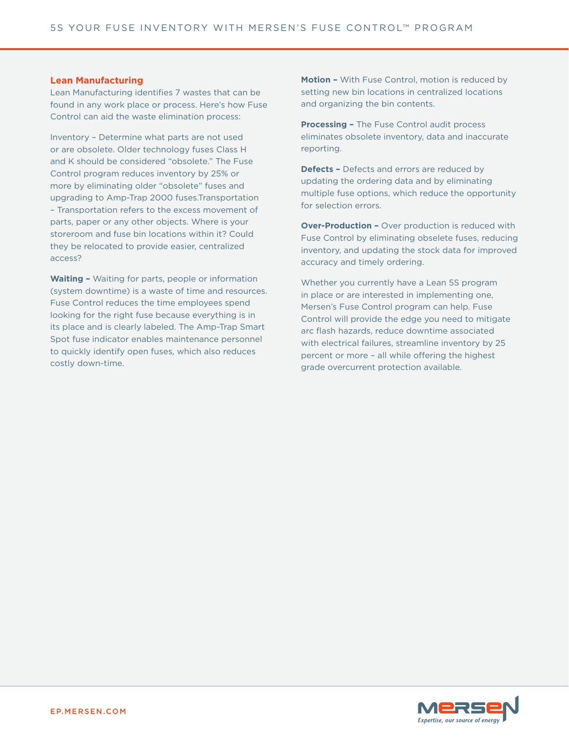## Lean Manufacturing

Lean Manufacturing identifies 7 wastes that can be found in any work place or process. Here's how Fuse Control can aid the waste elimination process:

Inventory – Determine what parts are not used or are obsolete. Older technology fuses Class H and K should be considered "obsolete." The Fuse Control program reduces inventory by 25% or more by eliminating older "obsolete" fuses and upgrading to Amp-Trap 2000 fuses.Transportation – Transportation refers to the excess movement of parts, paper or any other objects. Where is your storeroom and fuse bin locations within it? Could they be relocated to provide easier, centralized access?

**Waiting –** Waiting for parts, people or information (system downtime) is a waste of time and resources. Fuse Control reduces the time employees spend looking for the right fuse because everything is in its place and is clearly labeled. The Amp-Trap Smart Spot fuse indicator enables maintenance personnel to quickly identify open fuses, which also reduces costly down-time.

**Motion –** With Fuse Control, motion is reduced by setting new bin locations in centralized locations and organizing the bin contents.

**Processing –** The Fuse Control audit process eliminates obsolete inventory, data and inaccurate reporting.

**Defects –** Defects and errors are reduced by updating the ordering data and by eliminating multiple fuse options, which reduce the opportunity for selection errors.

**Over-Production –** Over production is reduced with Fuse Control by eliminating obselete fuses, reducing inventory, and updating the stock data for improved accuracy and timely ordering.

Whether you currently have a Lean 5S program in place or are interested in implementing one, Mersen's Fuse Control program can help. Fuse Control will provide the edge you need to mitigate arc flash hazards, reduce downtime associated with electrical failures, streamline inventory by 25 percent or more – all while offering the highest grade overcurrent protection available.